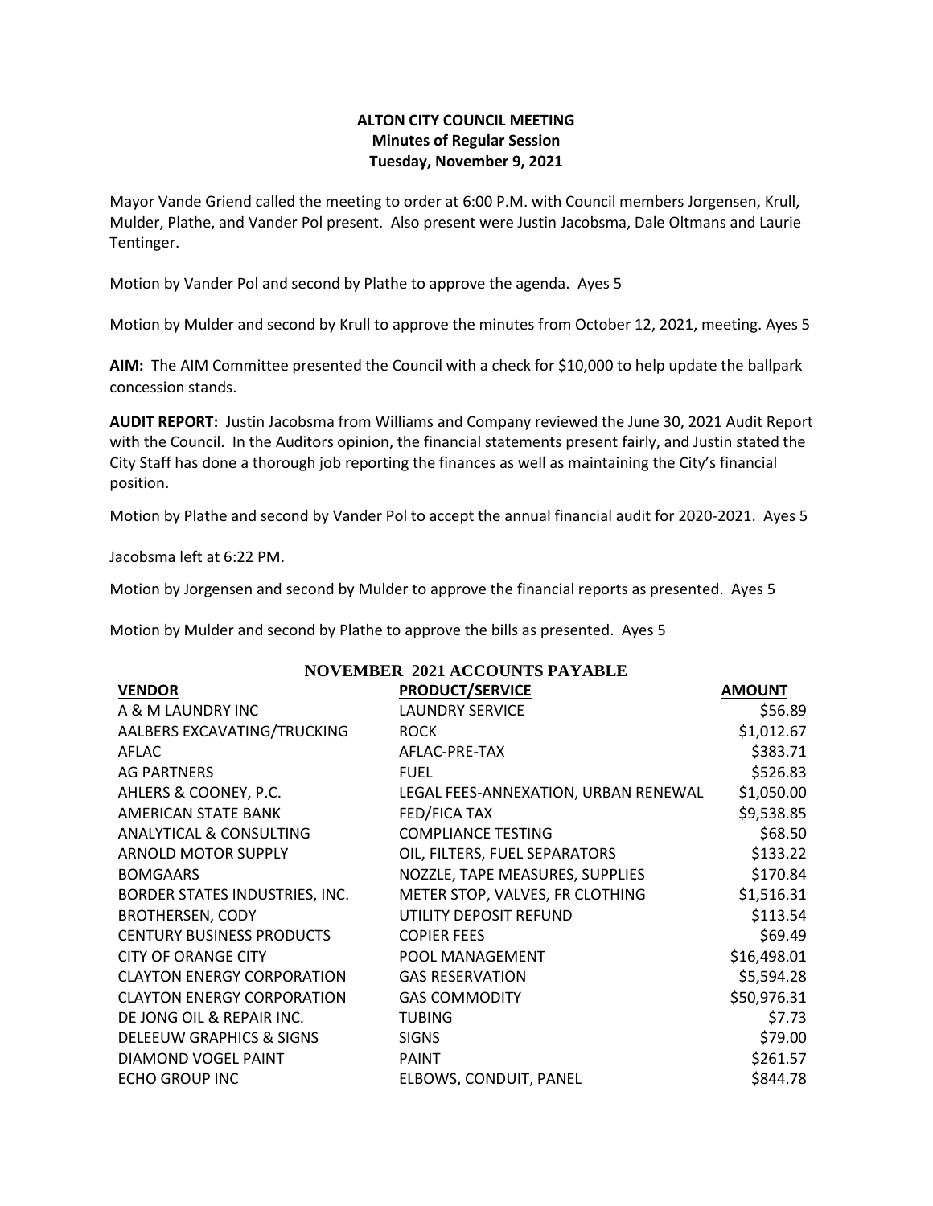# ALTON CITY COUNCIL MEETING
## Minutes of Regular Session
### Tuesday, November 9, 2021

Mayor Vande Griend called the meeting to order at 6:00 P.M. with Council members Jorgensen, Krull, Mulder, Plathe, and Vander Pol present. Also present were Justin Jacobsma, Dale Oltmans and Laurie Tentinger.

Motion by Vander Pol and second by Plathe to approve the agenda. Ayes 5

Motion by Mulder and second by Krull to approve the minutes from October 12, 2021, meeting. Ayes 5

**AIM:** The AIM Committee presented the Council with a check for $10,000 to help update the ballpark concession stands.

**AUDIT REPORT:** Justin Jacobsma from Williams and Company reviewed the June 30, 2021 Audit Report with the Council. In the Auditors opinion, the financial statements present fairly, and Justin stated the City Staff has done a thorough job reporting the finances as well as maintaining the City's financial position.

Motion by Plathe and second by Vander Pol to accept the annual financial audit for 2020-2021. Ayes 5

Jacobsma left at 6:22 PM.

Motion by Jorgensen and second by Mulder to approve the financial reports as presented. Ayes 5

Motion by Mulder and second by Plathe to approve the bills as presented. Ayes 5

**NOVEMBER 2021 ACCOUNTS PAYABLE**

| VENDOR | PRODUCT/SERVICE | AMOUNT |
|---|---|---|
| A & M LAUNDRY INC | LAUNDRY SERVICE | $56.89 |
| AALBERS EXCAVATING/TRUCKING | ROCK | $1,012.67 |
| AFLAC | AFLAC-PRE-TAX | $383.71 |
| AG PARTNERS | FUEL | $526.83 |
| AHLERS & COONEY, P.C. | LEGAL FEES-ANNEXATION, URBAN RENEWAL | $1,050.00 |
| AMERICAN STATE BANK | FED/FICA TAX | $9,538.85 |
| ANALYTICAL & CONSULTING | COMPLIANCE TESTING | $68.50 |
| ARNOLD MOTOR SUPPLY | OIL, FILTERS, FUEL SEPARATORS | $133.22 |
| BOMGAARS | NOZZLE, TAPE MEASURES, SUPPLIES | $170.84 |
| BORDER STATES INDUSTRIES, INC. | METER STOP, VALVES, FR CLOTHING | $1,516.31 |
| BROTHERSEN, CODY | UTILITY DEPOSIT REFUND | $113.54 |
| CENTURY BUSINESS PRODUCTS | COPIER FEES | $69.49 |
| CITY OF ORANGE CITY | POOL MANAGEMENT | $16,498.01 |
| CLAYTON ENERGY CORPORATION | GAS RESERVATION | $5,594.28 |
| CLAYTON ENERGY CORPORATION | GAS COMMODITY | $50,976.31 |
| DE JONG OIL & REPAIR INC. | TUBING | $7.73 |
| DELEEUW GRAPHICS & SIGNS | SIGNS | $79.00 |
| DIAMOND VOGEL PAINT | PAINT | $261.57 |
| ECHO GROUP INC | ELBOWS, CONDUIT, PANEL | $844.78 |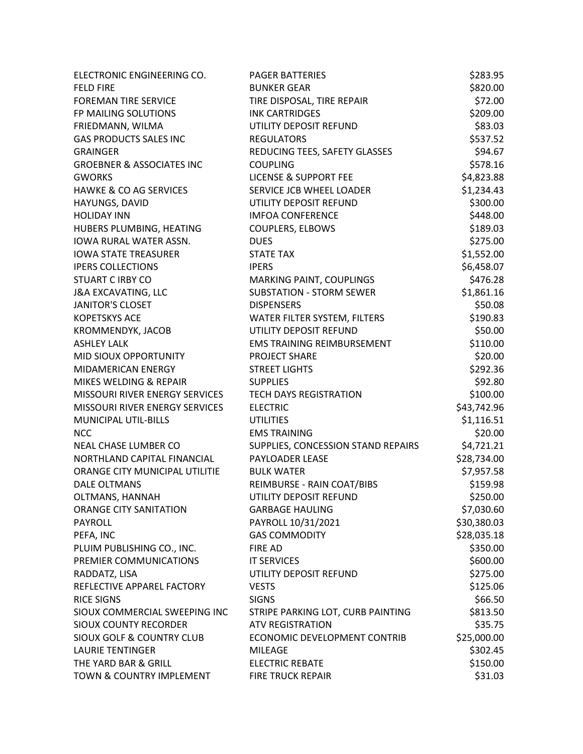| | | |
|---|---|---|
| ELECTRONIC ENGINEERING CO. | PAGER BATTERIES | $283.95 |
| FELD FIRE | BUNKER GEAR | $820.00 |
| FOREMAN TIRE SERVICE | TIRE DISPOSAL, TIRE REPAIR | $72.00 |
| FP MAILING SOLUTIONS | INK CARTRIDGES | $209.00 |
| FRIEDMANN, WILMA | UTILITY DEPOSIT REFUND | $83.03 |
| GAS PRODUCTS SALES INC | REGULATORS | $537.52 |
| GRAINGER | REDUCING TEES, SAFETY GLASSES | $94.67 |
| GROEBNER & ASSOCIATES INC | COUPLING | $578.16 |
| GWORKS | LICENSE & SUPPORT FEE | $4,823.88 |
| HAWKE & CO AG SERVICES | SERVICE JCB WHEEL LOADER | $1,234.43 |
| HAYUNGS, DAVID | UTILITY DEPOSIT REFUND | $300.00 |
| HOLIDAY INN | IMFOA CONFERENCE | $448.00 |
| HUBERS PLUMBING, HEATING | COUPLERS, ELBOWS | $189.03 |
| IOWA RURAL WATER ASSN. | DUES | $275.00 |
| IOWA STATE TREASURER | STATE TAX | $1,552.00 |
| IPERS COLLECTIONS | IPERS | $6,458.07 |
| STUART C IRBY CO | MARKING PAINT, COUPLINGS | $476.28 |
| J&A EXCAVATING, LLC | SUBSTATION - STORM SEWER | $1,861.16 |
| JANITOR'S CLOSET | DISPENSERS | $50.08 |
| KOPETSKYS ACE | WATER FILTER SYSTEM, FILTERS | $190.83 |
| KROMMENDYK, JACOB | UTILITY DEPOSIT REFUND | $50.00 |
| ASHLEY LALK | EMS TRAINING REIMBURSEMENT | $110.00 |
| MID SIOUX OPPORTUNITY | PROJECT SHARE | $20.00 |
| MIDAMERICAN ENERGY | STREET LIGHTS | $292.36 |
| MIKES WELDING & REPAIR | SUPPLIES | $92.80 |
| MISSOURI RIVER ENERGY SERVICES | TECH DAYS REGISTRATION | $100.00 |
| MISSOURI RIVER ENERGY SERVICES | ELECTRIC | $43,742.96 |
| MUNICIPAL UTIL-BILLS | UTILITIES | $1,116.51 |
| NCC | EMS TRAINING | $20.00 |
| NEAL CHASE LUMBER CO | SUPPLIES, CONCESSION STAND REPAIRS | $4,721.21 |
| NORTHLAND CAPITAL FINANCIAL | PAYLOADER LEASE | $28,734.00 |
| ORANGE CITY MUNICIPAL UTILITIE | BULK WATER | $7,957.58 |
| DALE OLTMANS | REIMBURSE - RAIN COAT/BIBS | $159.98 |
| OLTMANS, HANNAH | UTILITY DEPOSIT REFUND | $250.00 |
| ORANGE CITY SANITATION | GARBAGE HAULING | $7,030.60 |
| PAYROLL | PAYROLL 10/31/2021 | $30,380.03 |
| PEFA, INC | GAS COMMODITY | $28,035.18 |
| PLUIM PUBLISHING CO., INC. | FIRE AD | $350.00 |
| PREMIER COMMUNICATIONS | IT SERVICES | $600.00 |
| RADDATZ, LISA | UTILITY DEPOSIT REFUND | $275.00 |
| REFLECTIVE APPAREL FACTORY | VESTS | $125.06 |
| RICE SIGNS | SIGNS | $66.50 |
| SIOUX COMMERCIAL SWEEPING INC | STRIPE PARKING LOT, CURB PAINTING | $813.50 |
| SIOUX COUNTY RECORDER | ATV REGISTRATION | $35.75 |
| SIOUX GOLF & COUNTRY CLUB | ECONOMIC DEVELOPMENT CONTRIB | $25,000.00 |
| LAURIE TENTINGER | MILEAGE | $302.45 |
| THE YARD BAR & GRILL | ELECTRIC REBATE | $150.00 |
| TOWN & COUNTRY IMPLEMENT | FIRE TRUCK REPAIR | $31.03 |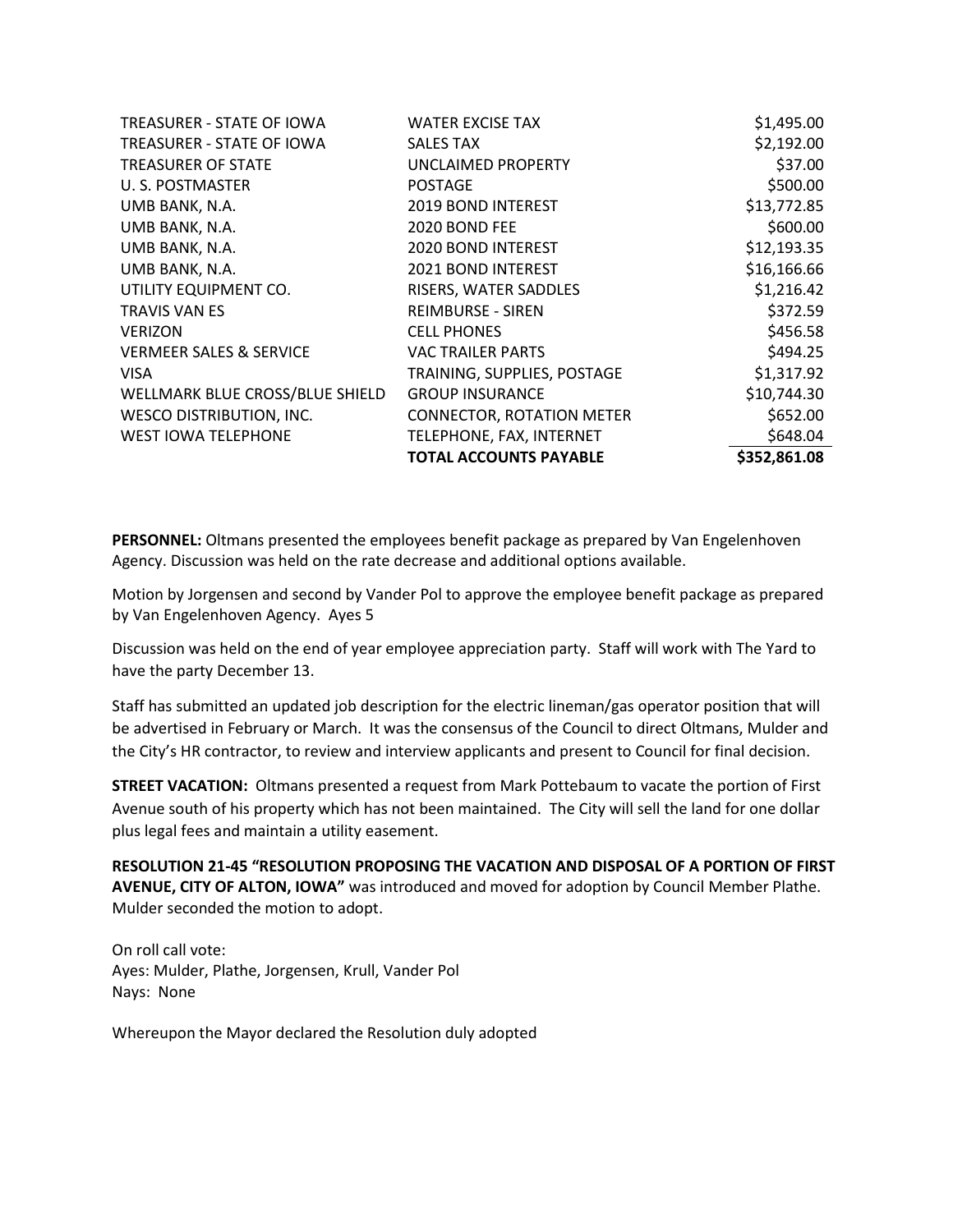| | | |
|---|---|---|
| TREASURER - STATE OF IOWA | WATER EXCISE TAX | $1,495.00 |
| TREASURER - STATE OF IOWA | SALES TAX | $2,192.00 |
| TREASURER OF STATE | UNCLAIMED PROPERTY | $37.00 |
| U. S. POSTMASTER | POSTAGE | $500.00 |
| UMB BANK, N.A. | 2019 BOND INTEREST | $13,772.85 |
| UMB BANK, N.A. | 2020 BOND FEE | $600.00 |
| UMB BANK, N.A. | 2020 BOND INTEREST | $12,193.35 |
| UMB BANK, N.A. | 2021 BOND INTEREST | $16,166.66 |
| UTILITY EQUIPMENT CO. | RISERS, WATER SADDLES | $1,216.42 |
| TRAVIS VAN ES | REIMBURSE - SIREN | $372.59 |
| VERIZON | CELL PHONES | $456.58 |
| VERMEER SALES & SERVICE | VAC TRAILER PARTS | $494.25 |
| VISA | TRAINING, SUPPLIES, POSTAGE | $1,317.92 |
| WELLMARK BLUE CROSS/BLUE SHIELD | GROUP INSURANCE | $10,744.30 |
| WESCO DISTRIBUTION, INC. | CONNECTOR, ROTATION METER | $652.00 |
| WEST IOWA TELEPHONE | TELEPHONE, FAX, INTERNET | $648.04 |
| | **TOTAL ACCOUNTS PAYABLE** | **$352,861.08** |

**PERSONNEL:** Oltmans presented the employees benefit package as prepared by Van Engelenhoven Agency. Discussion was held on the rate decrease and additional options available.

Motion by Jorgensen and second by Vander Pol to approve the employee benefit package as prepared by Van Engelenhoven Agency. Ayes 5

Discussion was held on the end of year employee appreciation party. Staff will work with The Yard to have the party December 13.

Staff has submitted an updated job description for the electric lineman/gas operator position that will be advertised in February or March. It was the consensus of the Council to direct Oltmans, Mulder and the City's HR contractor, to review and interview applicants and present to Council for final decision.

**STREET VACATION:** Oltmans presented a request from Mark Pottebaum to vacate the portion of First Avenue south of his property which has not been maintained. The City will sell the land for one dollar plus legal fees and maintain a utility easement.

**RESOLUTION 21-45 "RESOLUTION PROPOSING THE VACATION AND DISPOSAL OF A PORTION OF FIRST AVENUE, CITY OF ALTON, IOWA"** was introduced and moved for adoption by Council Member Plathe. Mulder seconded the motion to adopt.

On roll call vote:
Ayes: Mulder, Plathe, Jorgensen, Krull, Vander Pol
Nays: None

Whereupon the Mayor declared the Resolution duly adopted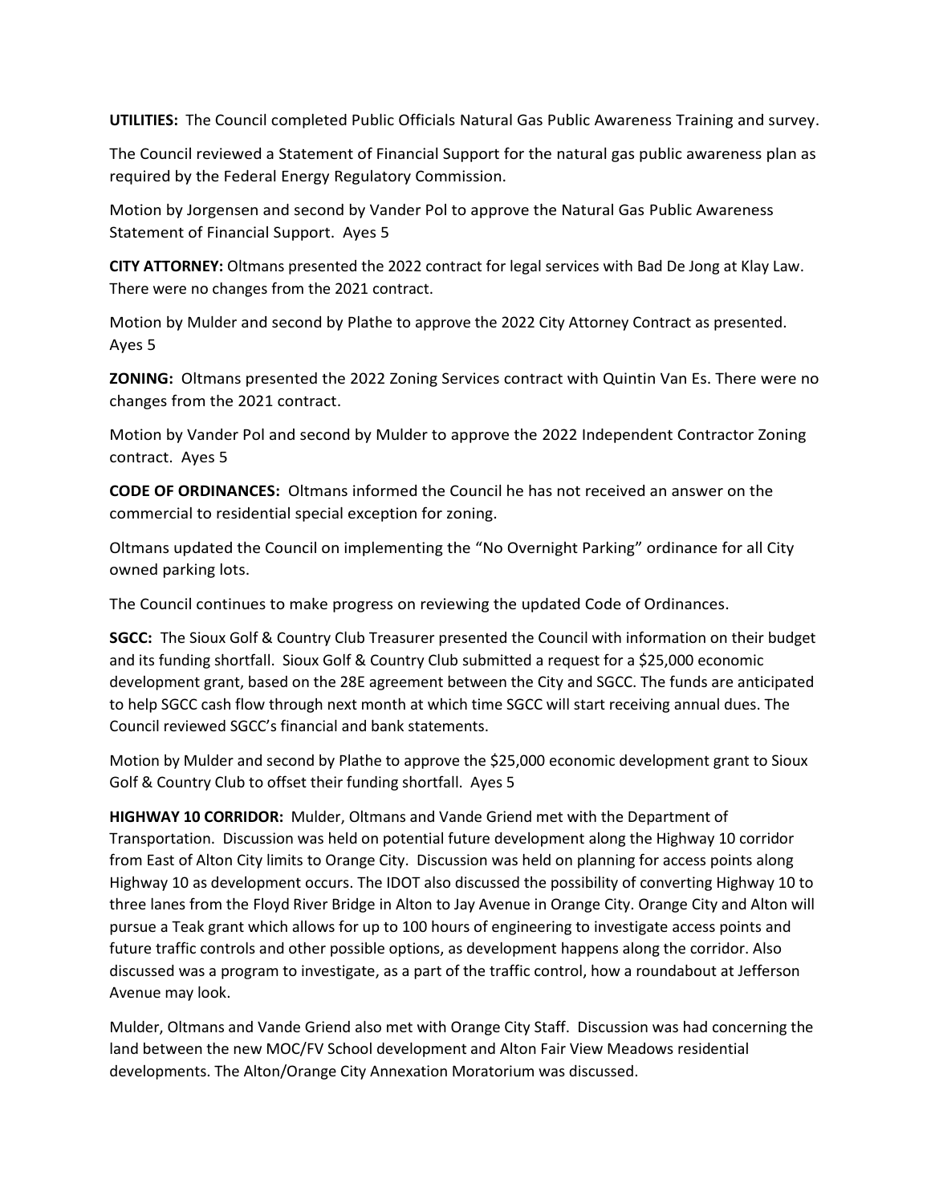**UTILITIES:** The Council completed Public Officials Natural Gas Public Awareness Training and survey.

The Council reviewed a Statement of Financial Support for the natural gas public awareness plan as required by the Federal Energy Regulatory Commission.

Motion by Jorgensen and second by Vander Pol to approve the Natural Gas Public Awareness Statement of Financial Support. Ayes 5

**CITY ATTORNEY:** Oltmans presented the 2022 contract for legal services with Bad De Jong at Klay Law. There were no changes from the 2021 contract.

Motion by Mulder and second by Plathe to approve the 2022 City Attorney Contract as presented. Ayes 5

**ZONING:** Oltmans presented the 2022 Zoning Services contract with Quintin Van Es. There were no changes from the 2021 contract.

Motion by Vander Pol and second by Mulder to approve the 2022 Independent Contractor Zoning contract. Ayes 5

**CODE OF ORDINANCES:** Oltmans informed the Council he has not received an answer on the commercial to residential special exception for zoning.

Oltmans updated the Council on implementing the "No Overnight Parking" ordinance for all City owned parking lots.

The Council continues to make progress on reviewing the updated Code of Ordinances.

**SGCC:** The Sioux Golf & Country Club Treasurer presented the Council with information on their budget and its funding shortfall. Sioux Golf & Country Club submitted a request for a $25,000 economic development grant, based on the 28E agreement between the City and SGCC. The funds are anticipated to help SGCC cash flow through next month at which time SGCC will start receiving annual dues. The Council reviewed SGCC's financial and bank statements.

Motion by Mulder and second by Plathe to approve the $25,000 economic development grant to Sioux Golf & Country Club to offset their funding shortfall. Ayes 5

**HIGHWAY 10 CORRIDOR:** Mulder, Oltmans and Vande Griend met with the Department of Transportation. Discussion was held on potential future development along the Highway 10 corridor from East of Alton City limits to Orange City. Discussion was held on planning for access points along Highway 10 as development occurs. The IDOT also discussed the possibility of converting Highway 10 to three lanes from the Floyd River Bridge in Alton to Jay Avenue in Orange City. Orange City and Alton will pursue a Teak grant which allows for up to 100 hours of engineering to investigate access points and future traffic controls and other possible options, as development happens along the corridor. Also discussed was a program to investigate, as a part of the traffic control, how a roundabout at Jefferson Avenue may look.

Mulder, Oltmans and Vande Griend also met with Orange City Staff. Discussion was had concerning the land between the new MOC/FV School development and Alton Fair View Meadows residential developments. The Alton/Orange City Annexation Moratorium was discussed.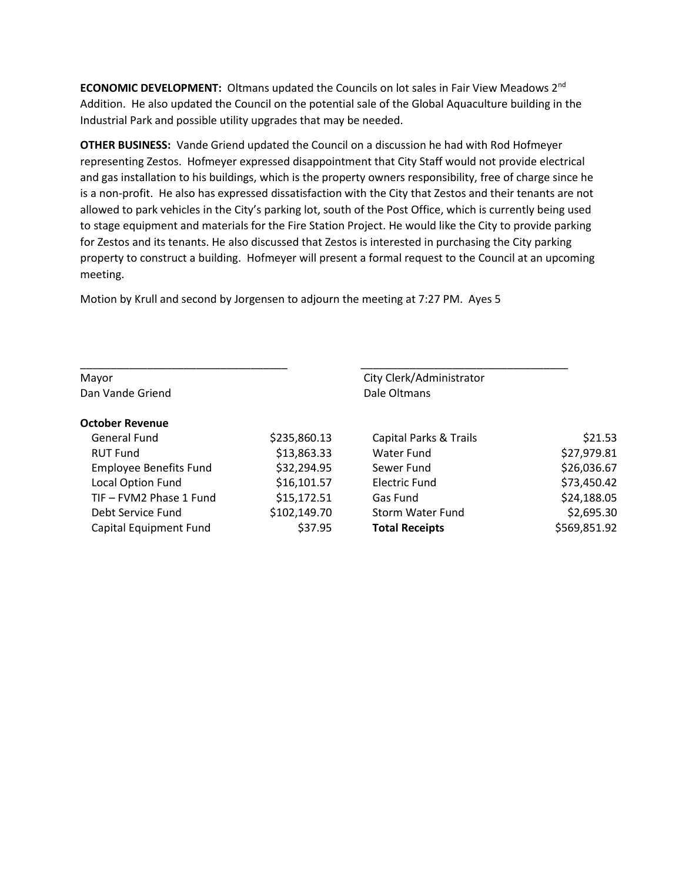**ECONOMIC DEVELOPMENT:** Oltmans updated the Councils on lot sales in Fair View Meadows 2nd Addition. He also updated the Council on the potential sale of the Global Aquaculture building in the Industrial Park and possible utility upgrades that may be needed.

**OTHER BUSINESS:** Vande Griend updated the Council on a discussion he had with Rod Hofmeyer representing Zestos. Hofmeyer expressed disappointment that City Staff would not provide electrical and gas installation to his buildings, which is the property owners responsibility, free of charge since he is a non-profit. He also has expressed dissatisfaction with the City that Zestos and their tenants are not allowed to park vehicles in the City's parking lot, south of the Post Office, which is currently being used to stage equipment and materials for the Fire Station Project. He would like the City to provide parking for Zestos and its tenants. He also discussed that Zestos is interested in purchasing the City parking property to construct a building. Hofmeyer will present a formal request to the Council at an upcoming meeting.

Motion by Krull and second by Jorgensen to adjourn the meeting at 7:27 PM. Ayes 5

___________________________________ ___________________________________

Mayor
Dan Vande Griend

City Clerk/Administrator
Dale Oltmans

**October Revenue**

| | | | |
|---|---|---|---|
| General Fund | $235,860.13 | Capital Parks & Trails | $21.53 |
| RUT Fund | $13,863.33 | Water Fund | $27,979.81 |
| Employee Benefits Fund | $32,294.95 | Sewer Fund | $26,036.67 |
| Local Option Fund | $16,101.57 | Electric Fund | $73,450.42 |
| TIF – FVM2 Phase 1 Fund | $15,172.51 | Gas Fund | $24,188.05 |
| Debt Service Fund | $102,149.70 | Storm Water Fund | $2,695.30 |
| Capital Equipment Fund | $37.95 | **Total Receipts** | $569,851.92 |